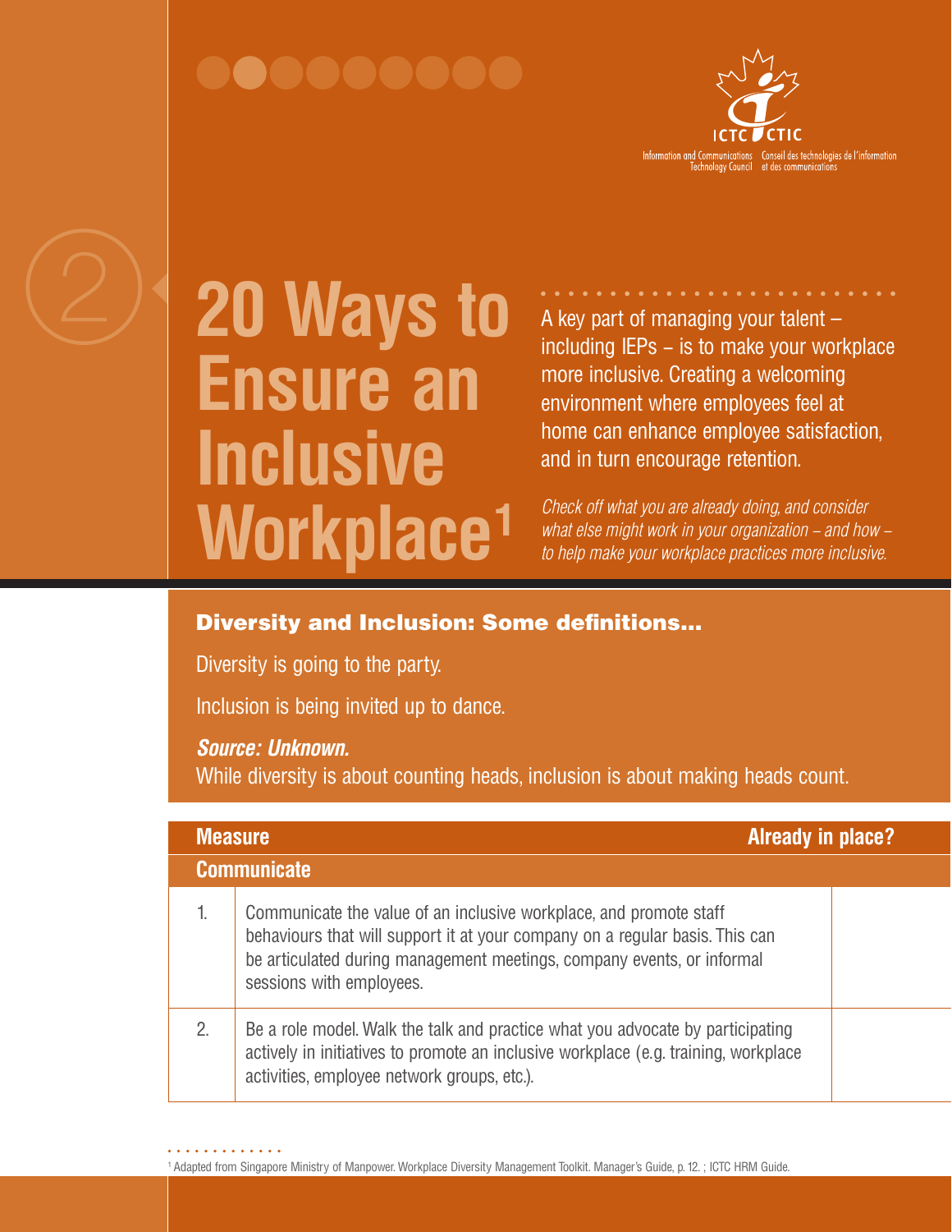ICTC CTIC

Information and Communications Technology Council | Conseil des technologies de l'information et des communications

2

# 20 Ways to Ensure an Inclusive Workplace[1]

A key part of managing your talent – including IEPs – is to make your workplace more inclusive. Creating a welcoming environment where employees feel at home can enhance employee satisfaction, and in turn encourage retention.

*Check off what you are already doing, and consider what else might work in your organization – and how – to help make your workplace practices more inclusive.*

## Diversity and Inclusion: Some definitions...

Diversity is going to the party.

Inclusion is being invited up to dance.

***Source: Unknown.***

While diversity is about counting heads, inclusion is about making heads count.

| | Measure | Already in place? |
|---|---|---|
| | **Communicate** | |
| 1. | Communicate the value of an inclusive workplace, and promote staff behaviours that will support it at your company on a regular basis. This can be articulated during management meetings, company events, or informal sessions with employees. | |
| 2. | Be a role model. Walk the talk and practice what you advocate by participating actively in initiatives to promote an inclusive workplace (e.g. training, workplace activities, employee network groups, etc.). | |

[1] Adapted from Singapore Ministry of Manpower. Workplace Diversity Management Toolkit. Manager's Guide, p. 12. ; ICTC HRM Guide.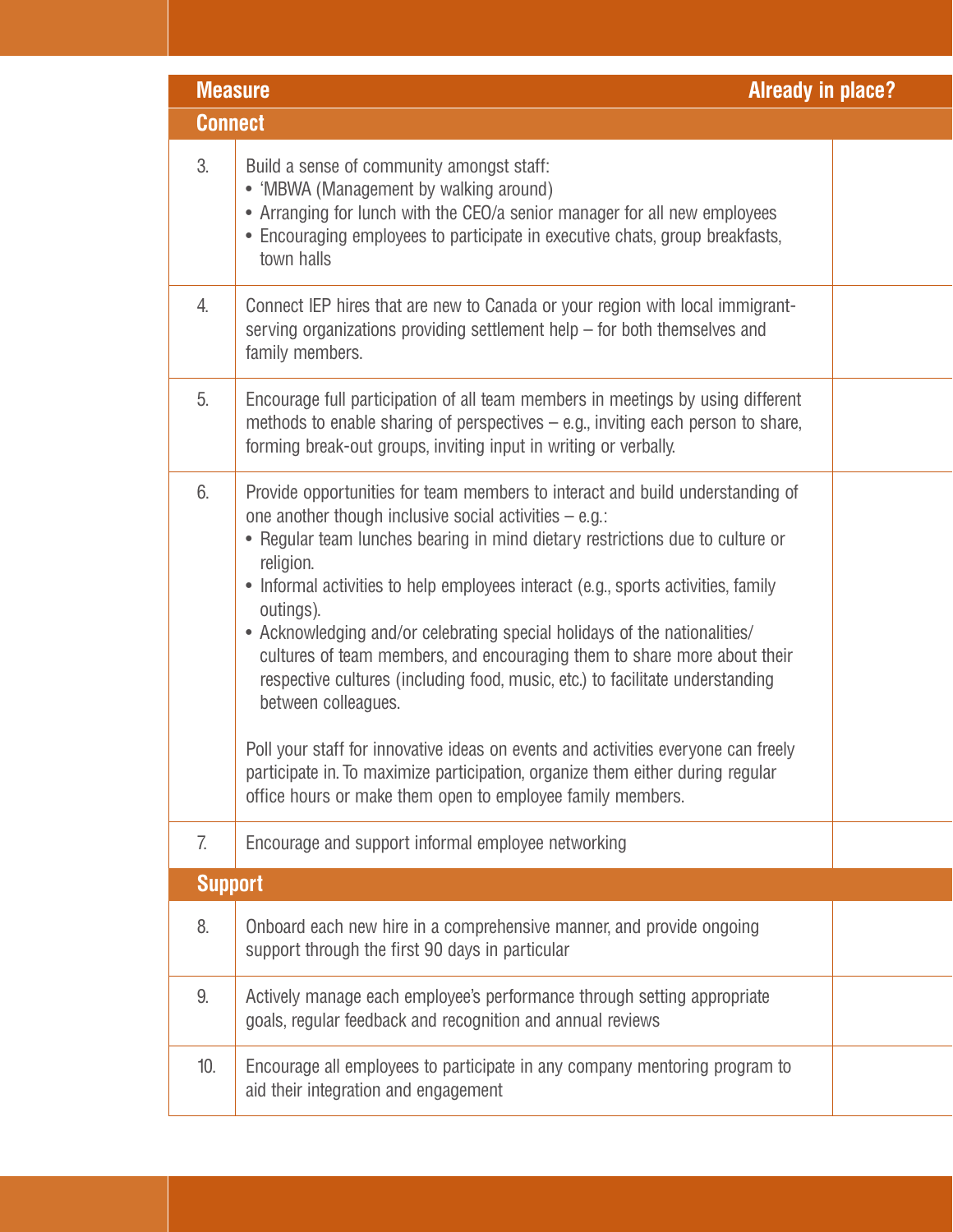| Measure | | Already in place? |
| --- | --- | --- |
| **Connect** | | |
| 3. | Build a sense of community amongst staff:<br>• 'MBWA (Management by walking around)<br>• Arranging for lunch with the CEO/a senior manager for all new employees<br>• Encouraging employees to participate in executive chats, group breakfasts, town halls | |
| 4. | Connect IEP hires that are new to Canada or your region with local immigrant-serving organizations providing settlement help – for both themselves and family members. | |
| 5. | Encourage full participation of all team members in meetings by using different methods to enable sharing of perspectives – e.g., inviting each person to share, forming break-out groups, inviting input in writing or verbally. | |
| 6. | Provide opportunities for team members to interact and build understanding of one another though inclusive social activities – e.g.:<br>• Regular team lunches bearing in mind dietary restrictions due to culture or religion.<br>• Informal activities to help employees interact (e.g., sports activities, family outings).<br>• Acknowledging and/or celebrating special holidays of the nationalities/ cultures of team members, and encouraging them to share more about their respective cultures (including food, music, etc.) to facilitate understanding between colleagues.<br><br>Poll your staff for innovative ideas on events and activities everyone can freely participate in. To maximize participation, organize them either during regular office hours or make them open to employee family members. | |
| 7. | Encourage and support informal employee networking | |
| **Support** | | |
| 8. | Onboard each new hire in a comprehensive manner, and provide ongoing support through the first 90 days in particular | |
| 9. | Actively manage each employee's performance through setting appropriate goals, regular feedback and recognition and annual reviews | |
| 10. | Encourage all employees to participate in any company mentoring program to aid their integration and engagement | |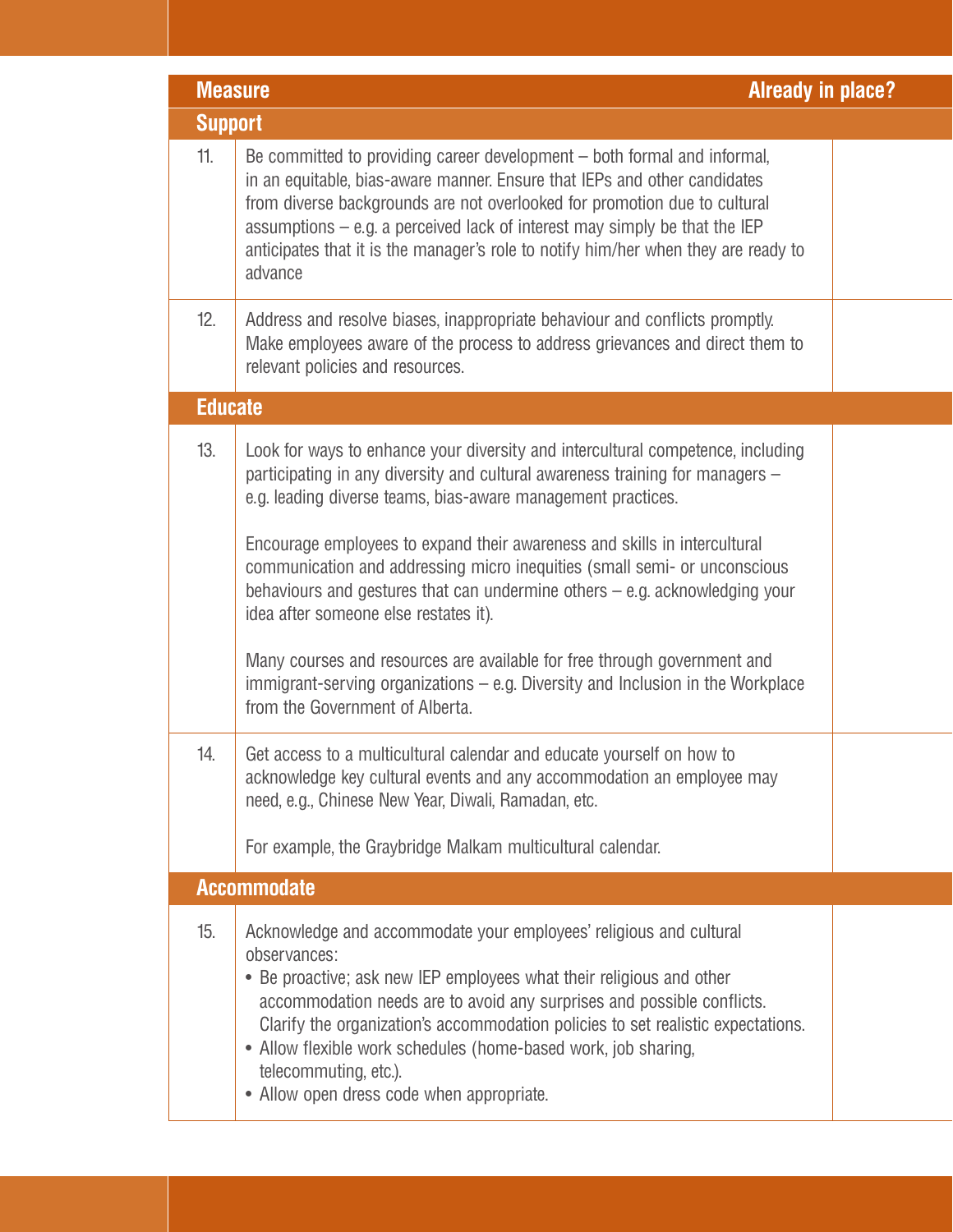| | Measure | Already in place? |
|---|---|---|
| **Support** | | |
| 11. | Be committed to providing career development – both formal and informal, in an equitable, bias-aware manner. Ensure that IEPs and other candidates from diverse backgrounds are not overlooked for promotion due to cultural assumptions – e.g. a perceived lack of interest may simply be that the IEP anticipates that it is the manager's role to notify him/her when they are ready to advance | |
| 12. | Address and resolve biases, inappropriate behaviour and conflicts promptly. Make employees aware of the process to address grievances and direct them to relevant policies and resources. | |
| **Educate** | | |
| 13. | Look for ways to enhance your diversity and intercultural competence, including participating in any diversity and cultural awareness training for managers – e.g. leading diverse teams, bias-aware management practices.<br><br>Encourage employees to expand their awareness and skills in intercultural communication and addressing micro inequities (small semi- or unconscious behaviours and gestures that can undermine others – e.g. acknowledging your idea after someone else restates it).<br><br>Many courses and resources are available for free through government and immigrant-serving organizations – e.g. Diversity and Inclusion in the Workplace from the Government of Alberta. | |
| 14. | Get access to a multicultural calendar and educate yourself on how to acknowledge key cultural events and any accommodation an employee may need, e.g., Chinese New Year, Diwali, Ramadan, etc.<br><br>For example, the Graybridge Malkam multicultural calendar. | |
| **Accommodate** | | |
| 15. | Acknowledge and accommodate your employees' religious and cultural observances:<br>• Be proactive; ask new IEP employees what their religious and other accommodation needs are to avoid any surprises and possible conflicts. Clarify the organization's accommodation policies to set realistic expectations.<br>• Allow flexible work schedules (home-based work, job sharing, telecommuting, etc.).<br>• Allow open dress code when appropriate. | |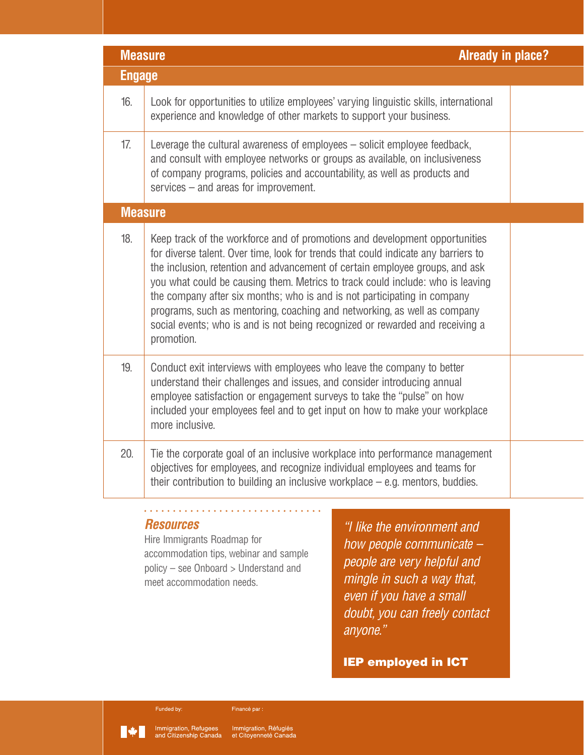| Measure | | Already in place? |
|---|---|---|
| **Engage** | | |
| 16. | Look for opportunities to utilize employees' varying linguistic skills, international experience and knowledge of other markets to support your business. | |
| 17. | Leverage the cultural awareness of employees – solicit employee feedback, and consult with employee networks or groups as available, on inclusiveness of company programs, policies and accountability, as well as products and services – and areas for improvement. | |
| **Measure** | | |
| 18. | Keep track of the workforce and of promotions and development opportunities for diverse talent. Over time, look for trends that could indicate any barriers to the inclusion, retention and advancement of certain employee groups, and ask you what could be causing them. Metrics to track could include: who is leaving the company after six months; who is and is not participating in company programs, such as mentoring, coaching and networking, as well as company social events; who is and is not being recognized or rewarded and receiving a promotion. | |
| 19. | Conduct exit interviews with employees who leave the company to better understand their challenges and issues, and consider introducing annual employee satisfaction or engagement surveys to take the "pulse" on how included your employees feel and to get input on how to make your workplace more inclusive. | |
| 20. | Tie the corporate goal of an inclusive workplace into performance management objectives for employees, and recognize individual employees and teams for their contribution to building an inclusive workplace – e.g. mentors, buddies. | |

### *Resources*

Hire Immigrants Roadmap for accommodation tips, webinar and sample policy – see Onboard > Understand and meet accommodation needs.

*"I like the environment and how people communicate – people are very helpful and mingle in such a way that, even if you have a small doubt, you can freely contact anyone."*

**IEP employed in ICT**

Funded by: Immigration, Refugees and Citizenship Canada

Financé par : Immigration, Réfugiés et Citoyenneté Canada